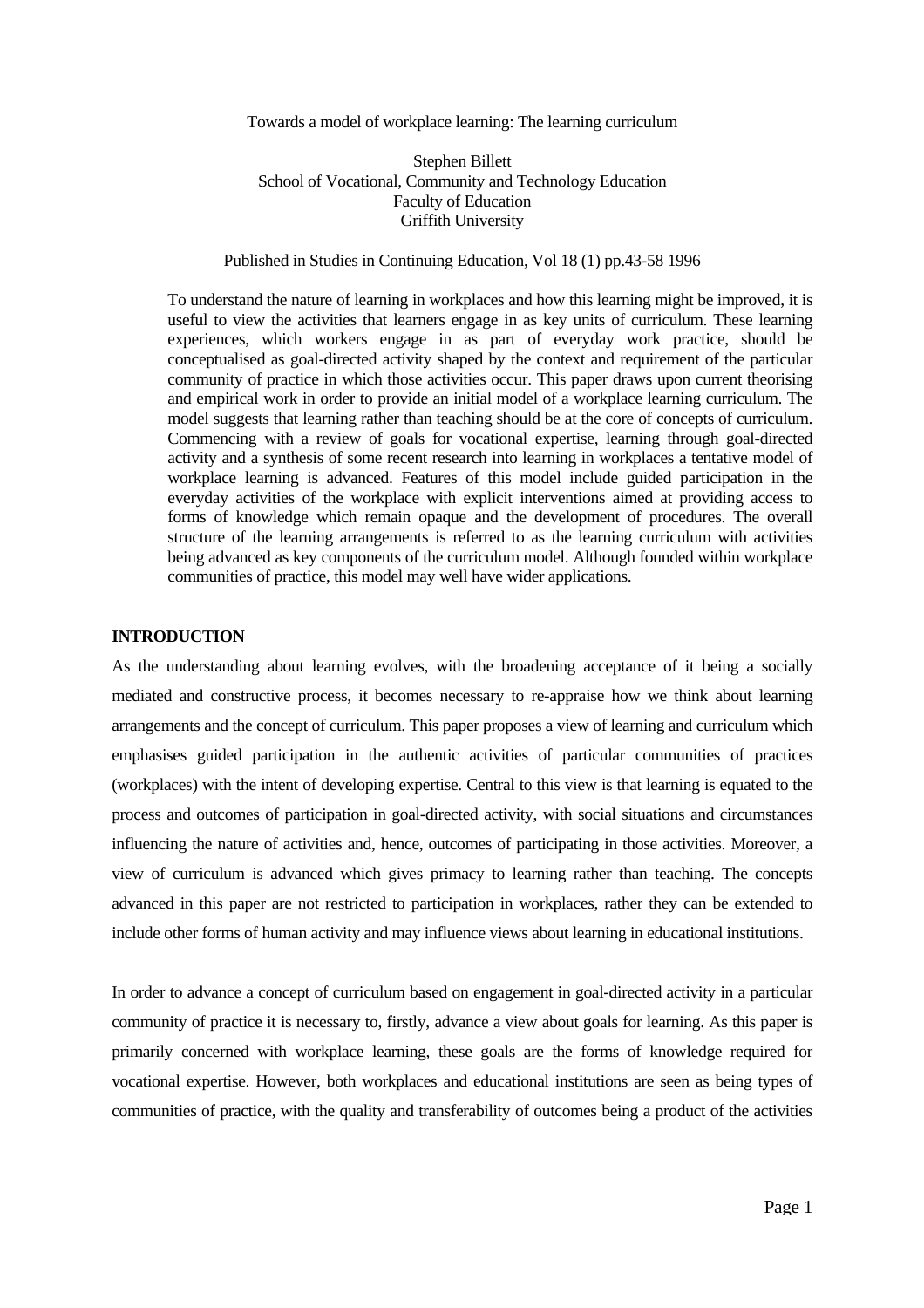Towards a model of workplace learning: The learning curriculum

Stephen Billett
School of Vocational, Community and Technology Education
Faculty of Education
Griffith University

Published in Studies in Continuing Education, Vol 18 (1) pp.43-58 1996

> To understand the nature of learning in workplaces and how this learning might be improved, it is useful to view the activities that learners engage in as key units of curriculum. These learning experiences, which workers engage in as part of everyday work practice, should be conceptualised as goal-directed activity shaped by the context and requirement of the particular community of practice in which those activities occur. This paper draws upon current theorising and empirical work in order to provide an initial model of a workplace learning curriculum. The model suggests that learning rather than teaching should be at the core of concepts of curriculum. Commencing with a review of goals for vocational expertise, learning through goal-directed activity and a synthesis of some recent research into learning in workplaces a tentative model of workplace learning is advanced. Features of this model include guided participation in the everyday activities of the workplace with explicit interventions aimed at providing access to forms of knowledge which remain opaque and the development of procedures. The overall structure of the learning arrangements is referred to as the learning curriculum with activities being advanced as key components of the curriculum model. Although founded within workplace communities of practice, this model may well have wider applications.

## INTRODUCTION

As the understanding about learning evolves, with the broadening acceptance of it being a socially mediated and constructive process, it becomes necessary to re-appraise how we think about learning arrangements and the concept of curriculum. This paper proposes a view of learning and curriculum which emphasises guided participation in the authentic activities of particular communities of practices (workplaces) with the intent of developing expertise. Central to this view is that learning is equated to the process and outcomes of participation in goal-directed activity, with social situations and circumstances influencing the nature of activities and, hence, outcomes of participating in those activities. Moreover, a view of curriculum is advanced which gives primacy to learning rather than teaching. The concepts advanced in this paper are not restricted to participation in workplaces, rather they can be extended to include other forms of human activity and may influence views about learning in educational institutions.

In order to advance a concept of curriculum based on engagement in goal-directed activity in a particular community of practice it is necessary to, firstly, advance a view about goals for learning. As this paper is primarily concerned with workplace learning, these goals are the forms of knowledge required for vocational expertise. However, both workplaces and educational institutions are seen as being types of communities of practice, with the quality and transferability of outcomes being a product of the activities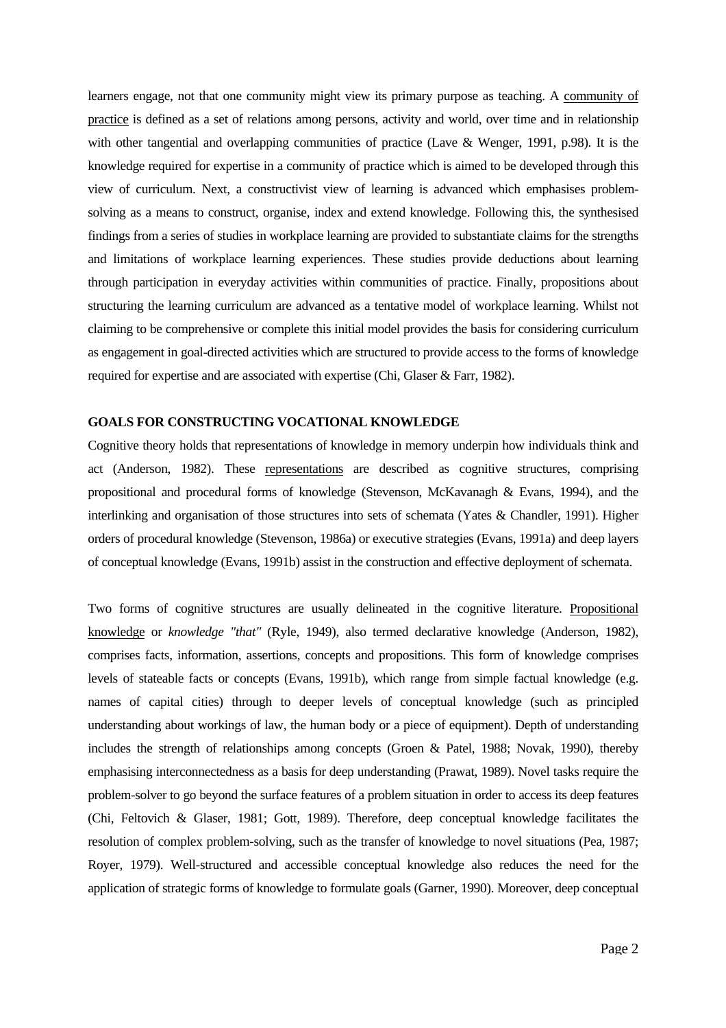learners engage, not that one community might view its primary purpose as teaching. A community of practice is defined as a set of relations among persons, activity and world, over time and in relationship with other tangential and overlapping communities of practice (Lave & Wenger, 1991, p.98). It is the knowledge required for expertise in a community of practice which is aimed to be developed through this view of curriculum. Next, a constructivist view of learning is advanced which emphasises problem-solving as a means to construct, organise, index and extend knowledge. Following this, the synthesised findings from a series of studies in workplace learning are provided to substantiate claims for the strengths and limitations of workplace learning experiences. These studies provide deductions about learning through participation in everyday activities within communities of practice. Finally, propositions about structuring the learning curriculum are advanced as a tentative model of workplace learning. Whilst not claiming to be comprehensive or complete this initial model provides the basis for considering curriculum as engagement in goal-directed activities which are structured to provide access to the forms of knowledge required for expertise and are associated with expertise (Chi, Glaser & Farr, 1982).

**GOALS FOR CONSTRUCTING VOCATIONAL KNOWLEDGE**

Cognitive theory holds that representations of knowledge in memory underpin how individuals think and act (Anderson, 1982). These representations are described as cognitive structures, comprising propositional and procedural forms of knowledge (Stevenson, McKavanagh & Evans, 1994), and the interlinking and organisation of those structures into sets of schemata (Yates & Chandler, 1991). Higher orders of procedural knowledge (Stevenson, 1986a) or executive strategies (Evans, 1991a) and deep layers of conceptual knowledge (Evans, 1991b) assist in the construction and effective deployment of schemata.

Two forms of cognitive structures are usually delineated in the cognitive literature. Propositional knowledge or *knowledge "that"* (Ryle, 1949), also termed declarative knowledge (Anderson, 1982), comprises facts, information, assertions, concepts and propositions. This form of knowledge comprises levels of stateable facts or concepts (Evans, 1991b), which range from simple factual knowledge (e.g. names of capital cities) through to deeper levels of conceptual knowledge (such as principled understanding about workings of law, the human body or a piece of equipment). Depth of understanding includes the strength of relationships among concepts (Groen & Patel, 1988; Novak, 1990), thereby emphasising interconnectedness as a basis for deep understanding (Prawat, 1989). Novel tasks require the problem-solver to go beyond the surface features of a problem situation in order to access its deep features (Chi, Feltovich & Glaser, 1981; Gott, 1989). Therefore, deep conceptual knowledge facilitates the resolution of complex problem-solving, such as the transfer of knowledge to novel situations (Pea, 1987; Royer, 1979). Well-structured and accessible conceptual knowledge also reduces the need for the application of strategic forms of knowledge to formulate goals (Garner, 1990). Moreover, deep conceptual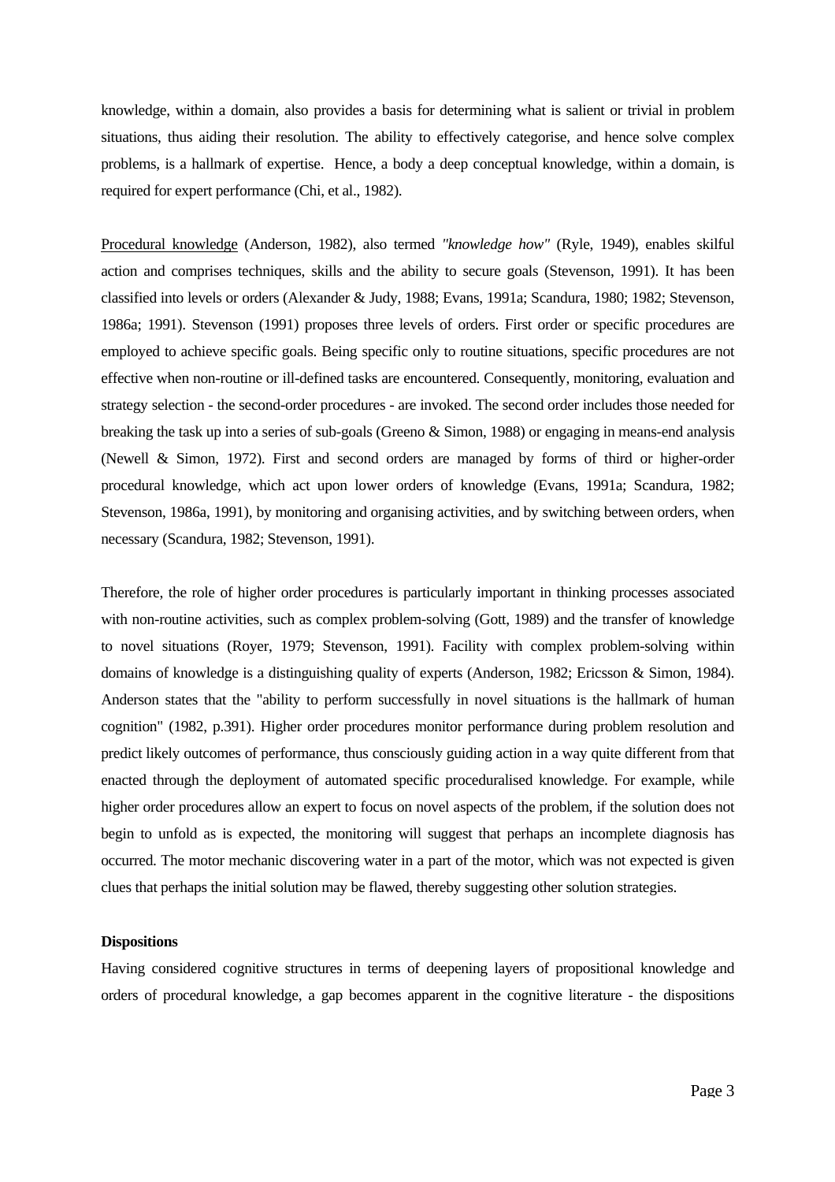knowledge, within a domain, also provides a basis for determining what is salient or trivial in problem situations, thus aiding their resolution. The ability to effectively categorise, and hence solve complex problems, is a hallmark of expertise. Hence, a body a deep conceptual knowledge, within a domain, is required for expert performance (Chi, et al., 1982).

Procedural knowledge (Anderson, 1982), also termed *"knowledge how"* (Ryle, 1949), enables skilful action and comprises techniques, skills and the ability to secure goals (Stevenson, 1991). It has been classified into levels or orders (Alexander & Judy, 1988; Evans, 1991a; Scandura, 1980; 1982; Stevenson, 1986a; 1991). Stevenson (1991) proposes three levels of orders. First order or specific procedures are employed to achieve specific goals. Being specific only to routine situations, specific procedures are not effective when non-routine or ill-defined tasks are encountered. Consequently, monitoring, evaluation and strategy selection - the second-order procedures - are invoked. The second order includes those needed for breaking the task up into a series of sub-goals (Greeno & Simon, 1988) or engaging in means-end analysis (Newell & Simon, 1972). First and second orders are managed by forms of third or higher-order procedural knowledge, which act upon lower orders of knowledge (Evans, 1991a; Scandura, 1982; Stevenson, 1986a, 1991), by monitoring and organising activities, and by switching between orders, when necessary (Scandura, 1982; Stevenson, 1991).

Therefore, the role of higher order procedures is particularly important in thinking processes associated with non-routine activities, such as complex problem-solving (Gott, 1989) and the transfer of knowledge to novel situations (Royer, 1979; Stevenson, 1991). Facility with complex problem-solving within domains of knowledge is a distinguishing quality of experts (Anderson, 1982; Ericsson & Simon, 1984). Anderson states that the "ability to perform successfully in novel situations is the hallmark of human cognition" (1982, p.391). Higher order procedures monitor performance during problem resolution and predict likely outcomes of performance, thus consciously guiding action in a way quite different from that enacted through the deployment of automated specific proceduralised knowledge. For example, while higher order procedures allow an expert to focus on novel aspects of the problem, if the solution does not begin to unfold as is expected, the monitoring will suggest that perhaps an incomplete diagnosis has occurred. The motor mechanic discovering water in a part of the motor, which was not expected is given clues that perhaps the initial solution may be flawed, thereby suggesting other solution strategies.

**Dispositions**

Having considered cognitive structures in terms of deepening layers of propositional knowledge and orders of procedural knowledge, a gap becomes apparent in the cognitive literature - the dispositions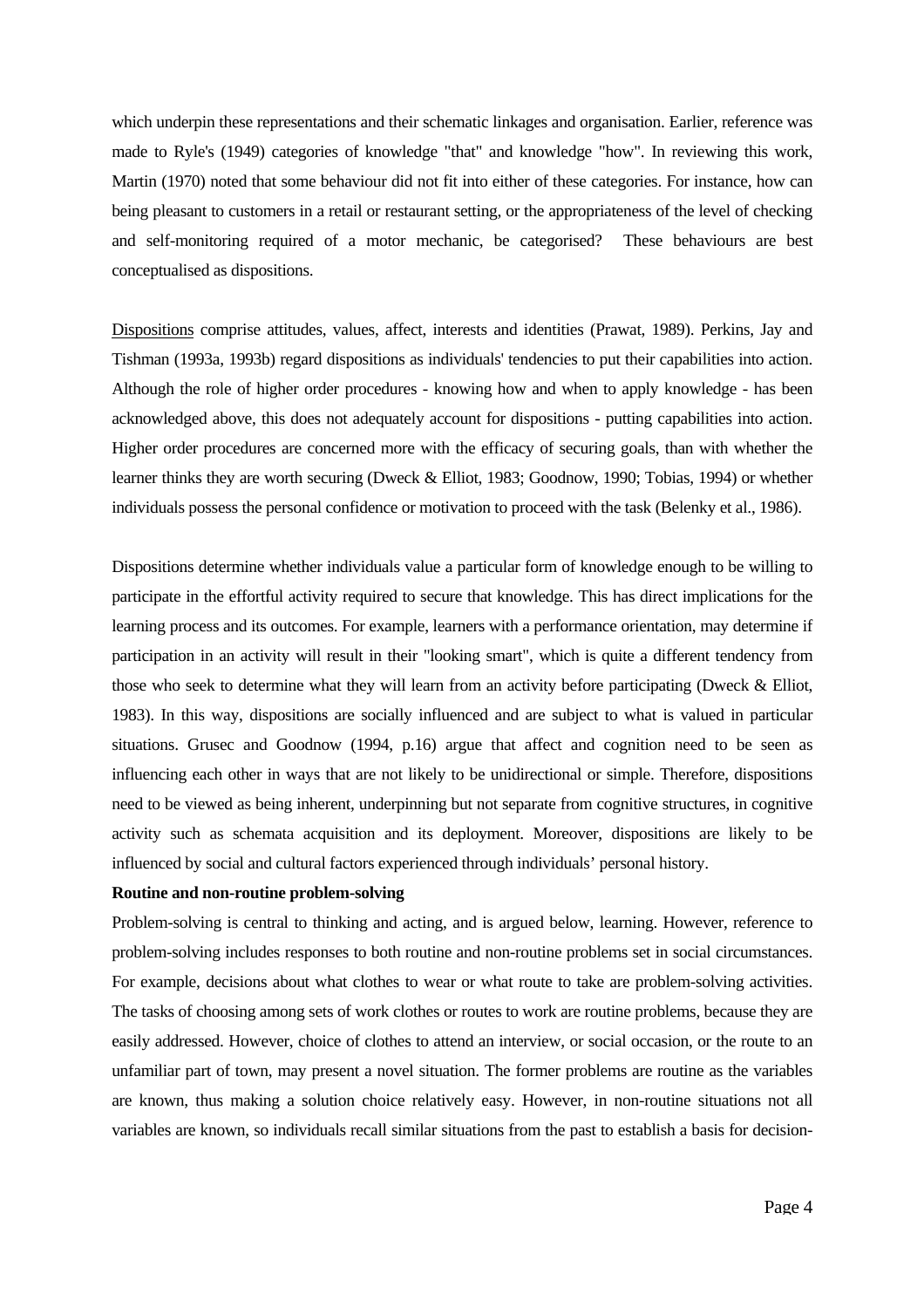which underpin these representations and their schematic linkages and organisation. Earlier, reference was made to Ryle's (1949) categories of knowledge "that" and knowledge "how". In reviewing this work, Martin (1970) noted that some behaviour did not fit into either of these categories. For instance, how can being pleasant to customers in a retail or restaurant setting, or the appropriateness of the level of checking and self-monitoring required of a motor mechanic, be categorised? These behaviours are best conceptualised as dispositions.

<u>Dispositions</u> comprise attitudes, values, affect, interests and identities (Prawat, 1989). Perkins, Jay and Tishman (1993a, 1993b) regard dispositions as individuals' tendencies to put their capabilities into action. Although the role of higher order procedures - knowing how and when to apply knowledge - has been acknowledged above, this does not adequately account for dispositions - putting capabilities into action. Higher order procedures are concerned more with the efficacy of securing goals, than with whether the learner thinks they are worth securing (Dweck & Elliot, 1983; Goodnow, 1990; Tobias, 1994) or whether individuals possess the personal confidence or motivation to proceed with the task (Belenky et al., 1986).

Dispositions determine whether individuals value a particular form of knowledge enough to be willing to participate in the effortful activity required to secure that knowledge. This has direct implications for the learning process and its outcomes. For example, learners with a performance orientation, may determine if participation in an activity will result in their "looking smart", which is quite a different tendency from those who seek to determine what they will learn from an activity before participating (Dweck & Elliot, 1983). In this way, dispositions are socially influenced and are subject to what is valued in particular situations. Grusec and Goodnow (1994, p.16) argue that affect and cognition need to be seen as influencing each other in ways that are not likely to be unidirectional or simple. Therefore, dispositions need to be viewed as being inherent, underpinning but not separate from cognitive structures, in cognitive activity such as schemata acquisition and its deployment. Moreover, dispositions are likely to be influenced by social and cultural factors experienced through individuals' personal history.

**Routine and non-routine problem-solving**

Problem-solving is central to thinking and acting, and is argued below, learning. However, reference to problem-solving includes responses to both routine and non-routine problems set in social circumstances. For example, decisions about what clothes to wear or what route to take are problem-solving activities. The tasks of choosing among sets of work clothes or routes to work are routine problems, because they are easily addressed. However, choice of clothes to attend an interview, or social occasion, or the route to an unfamiliar part of town, may present a novel situation. The former problems are routine as the variables are known, thus making a solution choice relatively easy. However, in non-routine situations not all variables are known, so individuals recall similar situations from the past to establish a basis for decision-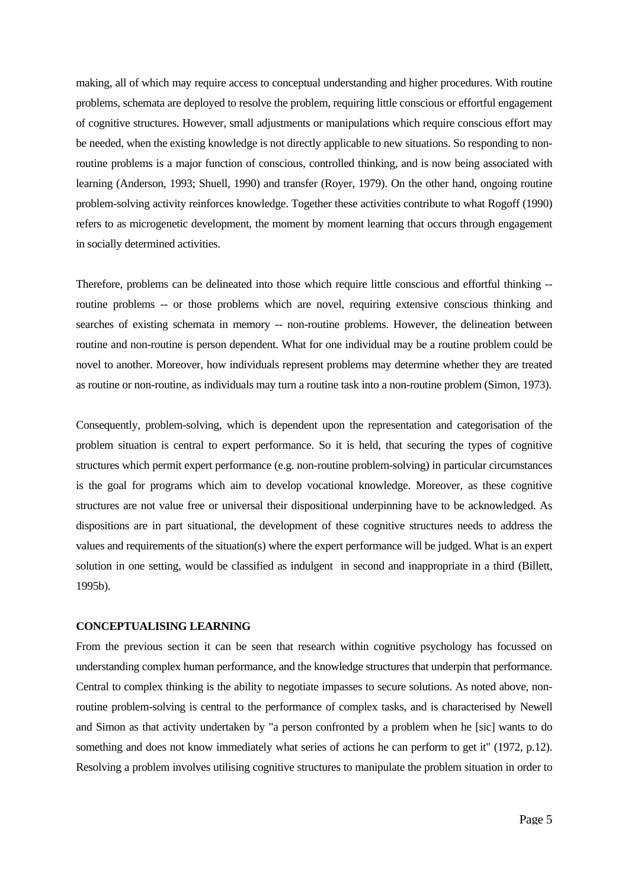making, all of which may require access to conceptual understanding and higher procedures. With routine problems, schemata are deployed to resolve the problem, requiring little conscious or effortful engagement of cognitive structures. However, small adjustments or manipulations which require conscious effort may be needed, when the existing knowledge is not directly applicable to new situations. So responding to non-routine problems is a major function of conscious, controlled thinking, and is now being associated with learning (Anderson, 1993; Shuell, 1990) and transfer (Royer, 1979). On the other hand, ongoing routine problem-solving activity reinforces knowledge. Together these activities contribute to what Rogoff (1990) refers to as microgenetic development, the moment by moment learning that occurs through engagement in socially determined activities.

Therefore, problems can be delineated into those which require little conscious and effortful thinking -- routine problems -- or those problems which are novel, requiring extensive conscious thinking and searches of existing schemata in memory -- non-routine problems. However, the delineation between routine and non-routine is person dependent. What for one individual may be a routine problem could be novel to another. Moreover, how individuals represent problems may determine whether they are treated as routine or non-routine, as individuals may turn a routine task into a non-routine problem (Simon, 1973).

Consequently, problem-solving, which is dependent upon the representation and categorisation of the problem situation is central to expert performance. So it is held, that securing the types of cognitive structures which permit expert performance (e.g. non-routine problem-solving) in particular circumstances is the goal for programs which aim to develop vocational knowledge. Moreover, as these cognitive structures are not value free or universal their dispositional underpinning have to be acknowledged. As dispositions are in part situational, the development of these cognitive structures needs to address the values and requirements of the situation(s) where the expert performance will be judged. What is an expert solution in one setting, would be classified as indulgent in second and inappropriate in a third (Billett, 1995b).

**CONCEPTUALISING LEARNING**

From the previous section it can be seen that research within cognitive psychology has focussed on understanding complex human performance, and the knowledge structures that underpin that performance. Central to complex thinking is the ability to negotiate impasses to secure solutions. As noted above, non-routine problem-solving is central to the performance of complex tasks, and is characterised by Newell and Simon as that activity undertaken by "a person confronted by a problem when he [sic] wants to do something and does not know immediately what series of actions he can perform to get it" (1972, p.12). Resolving a problem involves utilising cognitive structures to manipulate the problem situation in order to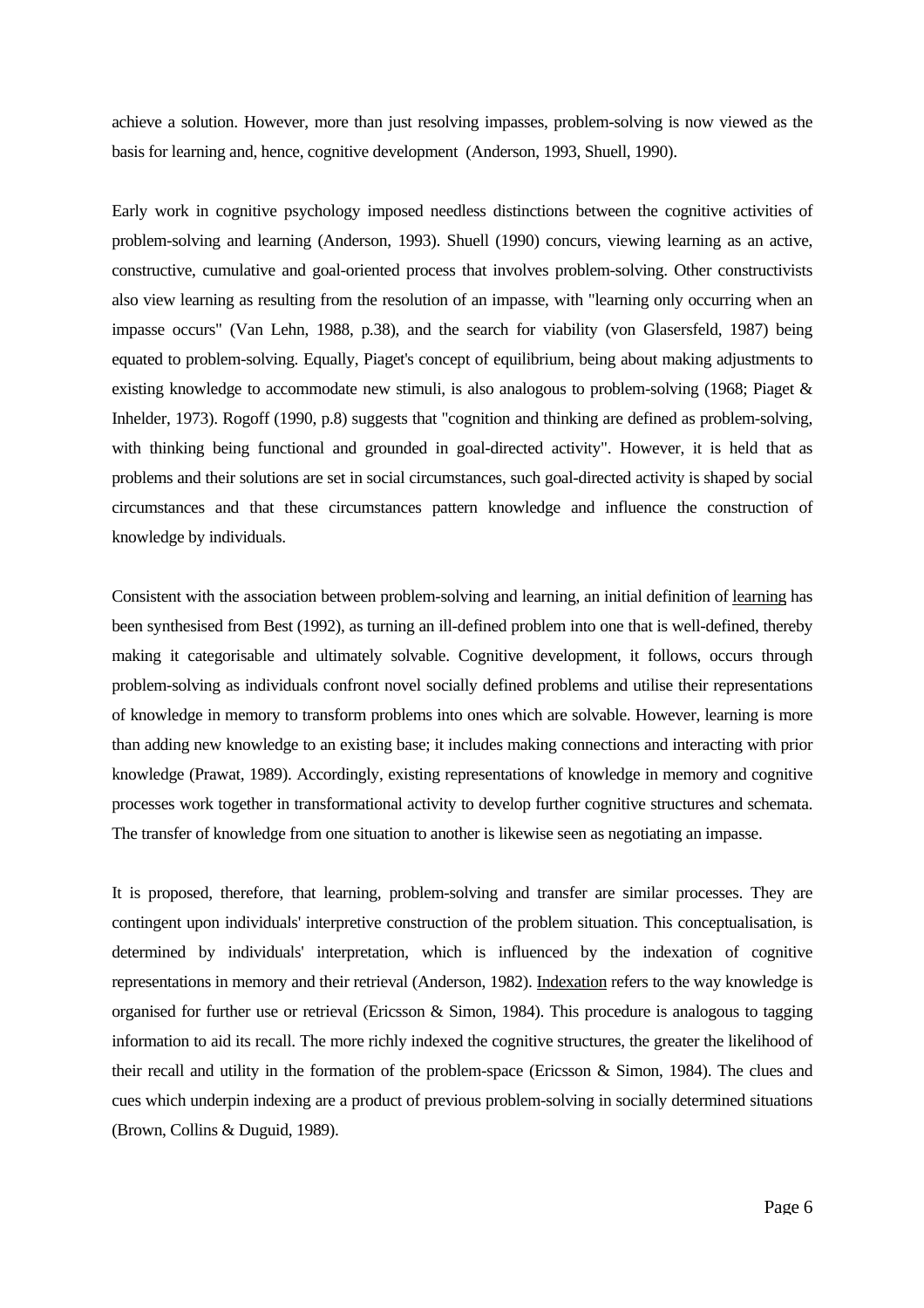achieve a solution. However, more than just resolving impasses, problem-solving is now viewed as the basis for learning and, hence, cognitive development (Anderson, 1993, Shuell, 1990).

Early work in cognitive psychology imposed needless distinctions between the cognitive activities of problem-solving and learning (Anderson, 1993). Shuell (1990) concurs, viewing learning as an active, constructive, cumulative and goal-oriented process that involves problem-solving. Other constructivists also view learning as resulting from the resolution of an impasse, with "learning only occurring when an impasse occurs" (Van Lehn, 1988, p.38), and the search for viability (von Glasersfeld, 1987) being equated to problem-solving. Equally, Piaget's concept of equilibrium, being about making adjustments to existing knowledge to accommodate new stimuli, is also analogous to problem-solving (1968; Piaget & Inhelder, 1973). Rogoff (1990, p.8) suggests that "cognition and thinking are defined as problem-solving, with thinking being functional and grounded in goal-directed activity". However, it is held that as problems and their solutions are set in social circumstances, such goal-directed activity is shaped by social circumstances and that these circumstances pattern knowledge and influence the construction of knowledge by individuals.

Consistent with the association between problem-solving and learning, an initial definition of <u>learning</u> has been synthesised from Best (1992), as turning an ill-defined problem into one that is well-defined, thereby making it categorisable and ultimately solvable. Cognitive development, it follows, occurs through problem-solving as individuals confront novel socially defined problems and utilise their representations of knowledge in memory to transform problems into ones which are solvable. However, learning is more than adding new knowledge to an existing base; it includes making connections and interacting with prior knowledge (Prawat, 1989). Accordingly, existing representations of knowledge in memory and cognitive processes work together in transformational activity to develop further cognitive structures and schemata. The transfer of knowledge from one situation to another is likewise seen as negotiating an impasse.

It is proposed, therefore, that learning, problem-solving and transfer are similar processes. They are contingent upon individuals' interpretive construction of the problem situation. This conceptualisation, is determined by individuals' interpretation, which is influenced by the indexation of cognitive representations in memory and their retrieval (Anderson, 1982). <u>Indexation</u> refers to the way knowledge is organised for further use or retrieval (Ericsson & Simon, 1984). This procedure is analogous to tagging information to aid its recall. The more richly indexed the cognitive structures, the greater the likelihood of their recall and utility in the formation of the problem-space (Ericsson & Simon, 1984). The clues and cues which underpin indexing are a product of previous problem-solving in socially determined situations (Brown, Collins & Duguid, 1989).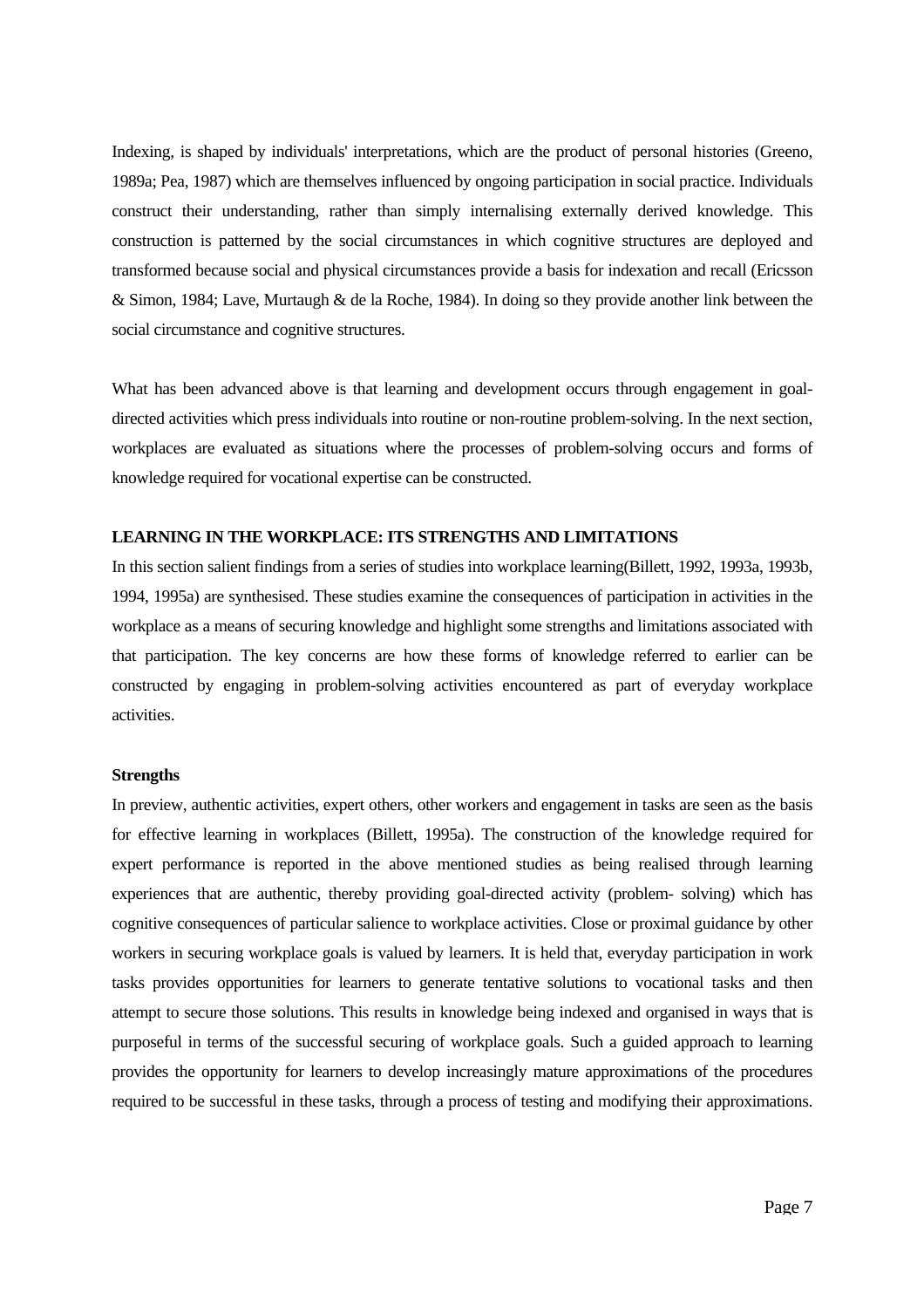Indexing, is shaped by individuals' interpretations, which are the product of personal histories (Greeno, 1989a; Pea, 1987) which are themselves influenced by ongoing participation in social practice. Individuals construct their understanding, rather than simply internalising externally derived knowledge. This construction is patterned by the social circumstances in which cognitive structures are deployed and transformed because social and physical circumstances provide a basis for indexation and recall (Ericsson & Simon, 1984; Lave, Murtaugh & de la Roche, 1984). In doing so they provide another link between the social circumstance and cognitive structures.

What has been advanced above is that learning and development occurs through engagement in goal-directed activities which press individuals into routine or non-routine problem-solving. In the next section, workplaces are evaluated as situations where the processes of problem-solving occurs and forms of knowledge required for vocational expertise can be constructed.

## LEARNING IN THE WORKPLACE: ITS STRENGTHS AND LIMITATIONS

In this section salient findings from a series of studies into workplace learning(Billett, 1992, 1993a, 1993b, 1994, 1995a) are synthesised. These studies examine the consequences of participation in activities in the workplace as a means of securing knowledge and highlight some strengths and limitations associated with that participation. The key concerns are how these forms of knowledge referred to earlier can be constructed by engaging in problem-solving activities encountered as part of everyday workplace activities.

### Strengths

In preview, authentic activities, expert others, other workers and engagement in tasks are seen as the basis for effective learning in workplaces (Billett, 1995a). The construction of the knowledge required for expert performance is reported in the above mentioned studies as being realised through learning experiences that are authentic, thereby providing goal-directed activity (problem- solving) which has cognitive consequences of particular salience to workplace activities. Close or proximal guidance by other workers in securing workplace goals is valued by learners. It is held that, everyday participation in work tasks provides opportunities for learners to generate tentative solutions to vocational tasks and then attempt to secure those solutions. This results in knowledge being indexed and organised in ways that is purposeful in terms of the successful securing of workplace goals. Such a guided approach to learning provides the opportunity for learners to develop increasingly mature approximations of the procedures required to be successful in these tasks, through a process of testing and modifying their approximations.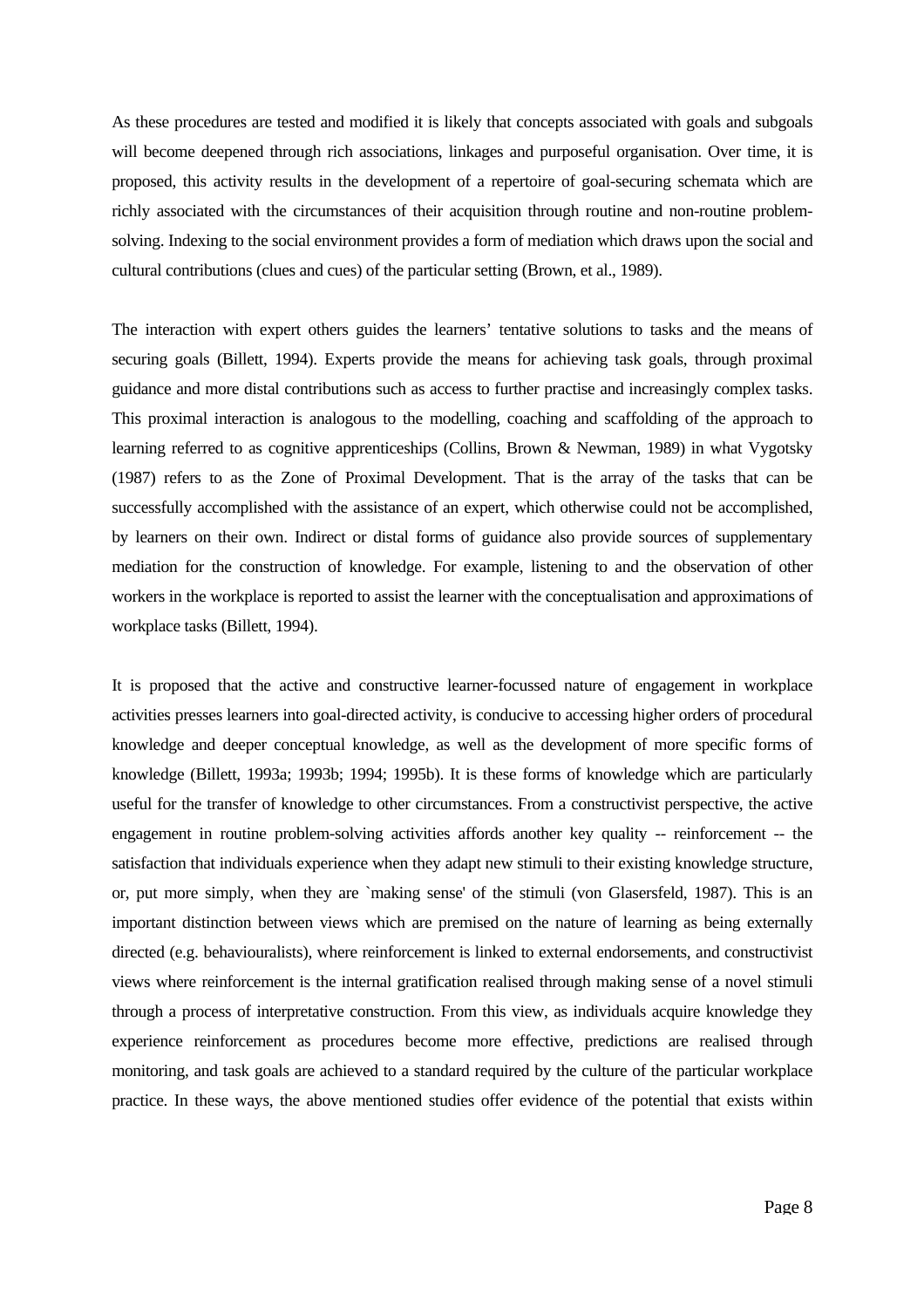As these procedures are tested and modified it is likely that concepts associated with goals and subgoals will become deepened through rich associations, linkages and purposeful organisation. Over time, it is proposed, this activity results in the development of a repertoire of goal-securing schemata which are richly associated with the circumstances of their acquisition through routine and non-routine problem-solving. Indexing to the social environment provides a form of mediation which draws upon the social and cultural contributions (clues and cues) of the particular setting (Brown, et al., 1989).

The interaction with expert others guides the learners' tentative solutions to tasks and the means of securing goals (Billett, 1994). Experts provide the means for achieving task goals, through proximal guidance and more distal contributions such as access to further practise and increasingly complex tasks. This proximal interaction is analogous to the modelling, coaching and scaffolding of the approach to learning referred to as cognitive apprenticeships (Collins, Brown & Newman, 1989) in what Vygotsky (1987) refers to as the Zone of Proximal Development. That is the array of the tasks that can be successfully accomplished with the assistance of an expert, which otherwise could not be accomplished, by learners on their own. Indirect or distal forms of guidance also provide sources of supplementary mediation for the construction of knowledge. For example, listening to and the observation of other workers in the workplace is reported to assist the learner with the conceptualisation and approximations of workplace tasks (Billett, 1994).

It is proposed that the active and constructive learner-focussed nature of engagement in workplace activities presses learners into goal-directed activity, is conducive to accessing higher orders of procedural knowledge and deeper conceptual knowledge, as well as the development of more specific forms of knowledge (Billett, 1993a; 1993b; 1994; 1995b). It is these forms of knowledge which are particularly useful for the transfer of knowledge to other circumstances. From a constructivist perspective, the active engagement in routine problem-solving activities affords another key quality -- reinforcement -- the satisfaction that individuals experience when they adapt new stimuli to their existing knowledge structure, or, put more simply, when they are `making sense' of the stimuli (von Glasersfeld, 1987). This is an important distinction between views which are premised on the nature of learning as being externally directed (e.g. behaviouralists), where reinforcement is linked to external endorsements, and constructivist views where reinforcement is the internal gratification realised through making sense of a novel stimuli through a process of interpretative construction. From this view, as individuals acquire knowledge they experience reinforcement as procedures become more effective, predictions are realised through monitoring, and task goals are achieved to a standard required by the culture of the particular workplace practice. In these ways, the above mentioned studies offer evidence of the potential that exists within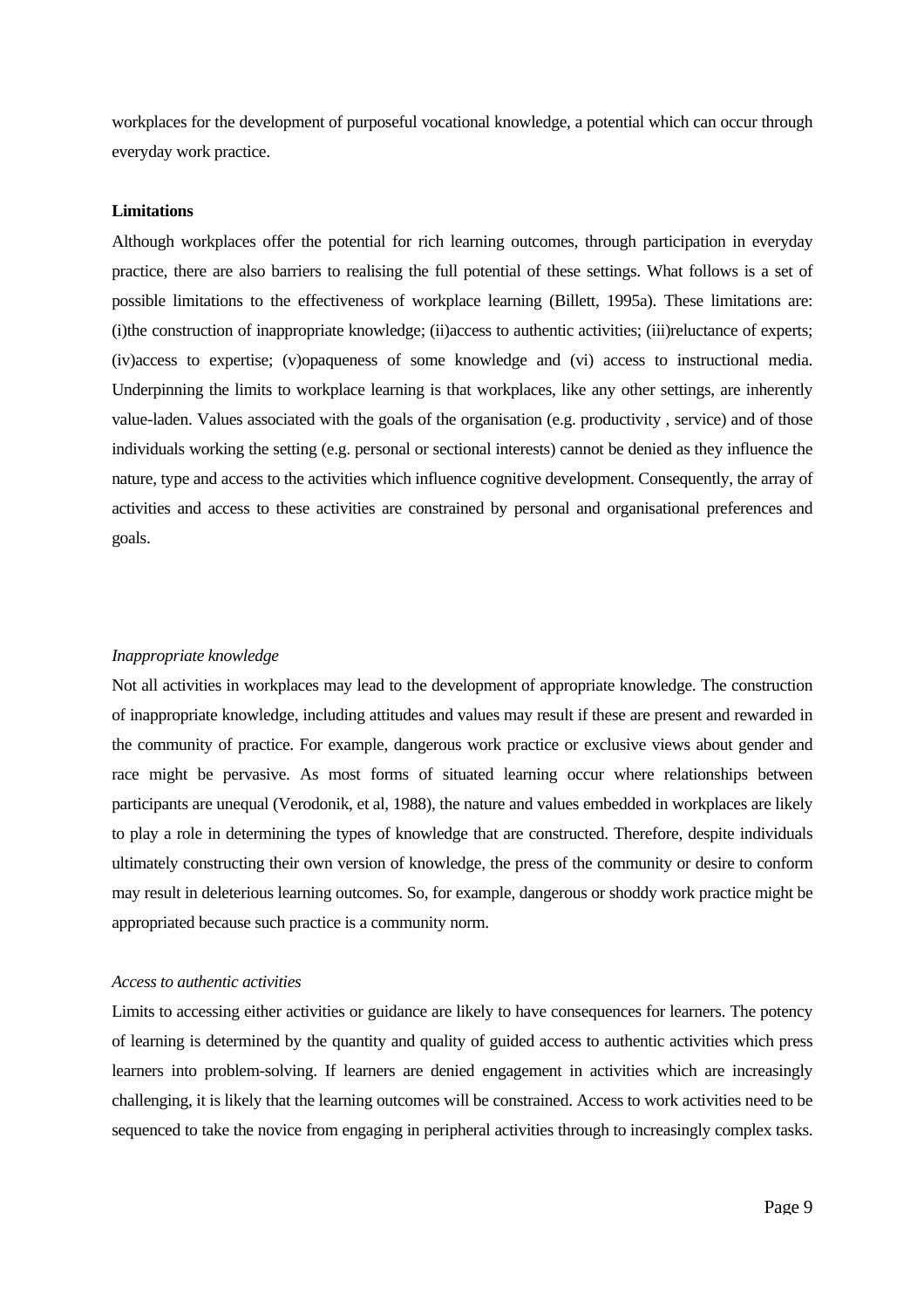workplaces for the development of purposeful vocational knowledge, a potential which can occur through everyday work practice.

**Limitations**

Although workplaces offer the potential for rich learning outcomes, through participation in everyday practice, there are also barriers to realising the full potential of these settings. What follows is a set of possible limitations to the effectiveness of workplace learning (Billett, 1995a). These limitations are: (i)the construction of inappropriate knowledge; (ii)access to authentic activities; (iii)reluctance of experts; (iv)access to expertise; (v)opaqueness of some knowledge and (vi) access to instructional media. Underpinning the limits to workplace learning is that workplaces, like any other settings, are inherently value-laden. Values associated with the goals of the organisation (e.g. productivity , service) and of those individuals working the setting (e.g. personal or sectional interests) cannot be denied as they influence the nature, type and access to the activities which influence cognitive development. Consequently, the array of activities and access to these activities are constrained by personal and organisational preferences and goals.

*Inappropriate knowledge*

Not all activities in workplaces may lead to the development of appropriate knowledge. The construction of inappropriate knowledge, including attitudes and values may result if these are present and rewarded in the community of practice. For example, dangerous work practice or exclusive views about gender and race might be pervasive. As most forms of situated learning occur where relationships between participants are unequal (Verodonik, et al, 1988), the nature and values embedded in workplaces are likely to play a role in determining the types of knowledge that are constructed. Therefore, despite individuals ultimately constructing their own version of knowledge, the press of the community or desire to conform may result in deleterious learning outcomes. So, for example, dangerous or shoddy work practice might be appropriated because such practice is a community norm.

*Access to authentic activities*

Limits to accessing either activities or guidance are likely to have consequences for learners. The potency of learning is determined by the quantity and quality of guided access to authentic activities which press learners into problem-solving. If learners are denied engagement in activities which are increasingly challenging, it is likely that the learning outcomes will be constrained. Access to work activities need to be sequenced to take the novice from engaging in peripheral activities through to increasingly complex tasks.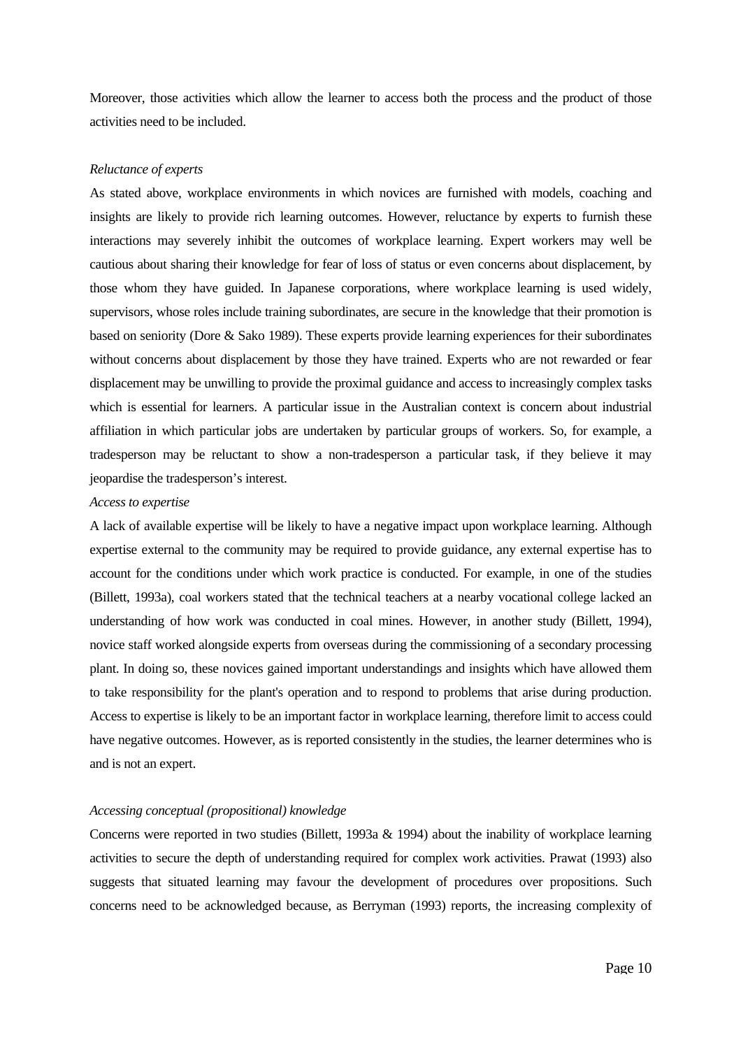Moreover, those activities which allow the learner to access both the process and the product of those activities need to be included.

*Reluctance of experts*

As stated above, workplace environments in which novices are furnished with models, coaching and insights are likely to provide rich learning outcomes. However, reluctance by experts to furnish these interactions may severely inhibit the outcomes of workplace learning. Expert workers may well be cautious about sharing their knowledge for fear of loss of status or even concerns about displacement, by those whom they have guided. In Japanese corporations, where workplace learning is used widely, supervisors, whose roles include training subordinates, are secure in the knowledge that their promotion is based on seniority (Dore & Sako 1989). These experts provide learning experiences for their subordinates without concerns about displacement by those they have trained. Experts who are not rewarded or fear displacement may be unwilling to provide the proximal guidance and access to increasingly complex tasks which is essential for learners. A particular issue in the Australian context is concern about industrial affiliation in which particular jobs are undertaken by particular groups of workers. So, for example, a tradesperson may be reluctant to show a non-tradesperson a particular task, if they believe it may jeopardise the tradesperson's interest.

*Access to expertise*

A lack of available expertise will be likely to have a negative impact upon workplace learning. Although expertise external to the community may be required to provide guidance, any external expertise has to account for the conditions under which work practice is conducted. For example, in one of the studies (Billett, 1993a), coal workers stated that the technical teachers at a nearby vocational college lacked an understanding of how work was conducted in coal mines. However, in another study (Billett, 1994), novice staff worked alongside experts from overseas during the commissioning of a secondary processing plant. In doing so, these novices gained important understandings and insights which have allowed them to take responsibility for the plant's operation and to respond to problems that arise during production. Access to expertise is likely to be an important factor in workplace learning, therefore limit to access could have negative outcomes. However, as is reported consistently in the studies, the learner determines who is and is not an expert.

*Accessing conceptual (propositional) knowledge*

Concerns were reported in two studies (Billett, 1993a & 1994) about the inability of workplace learning activities to secure the depth of understanding required for complex work activities. Prawat (1993) also suggests that situated learning may favour the development of procedures over propositions. Such concerns need to be acknowledged because, as Berryman (1993) reports, the increasing complexity of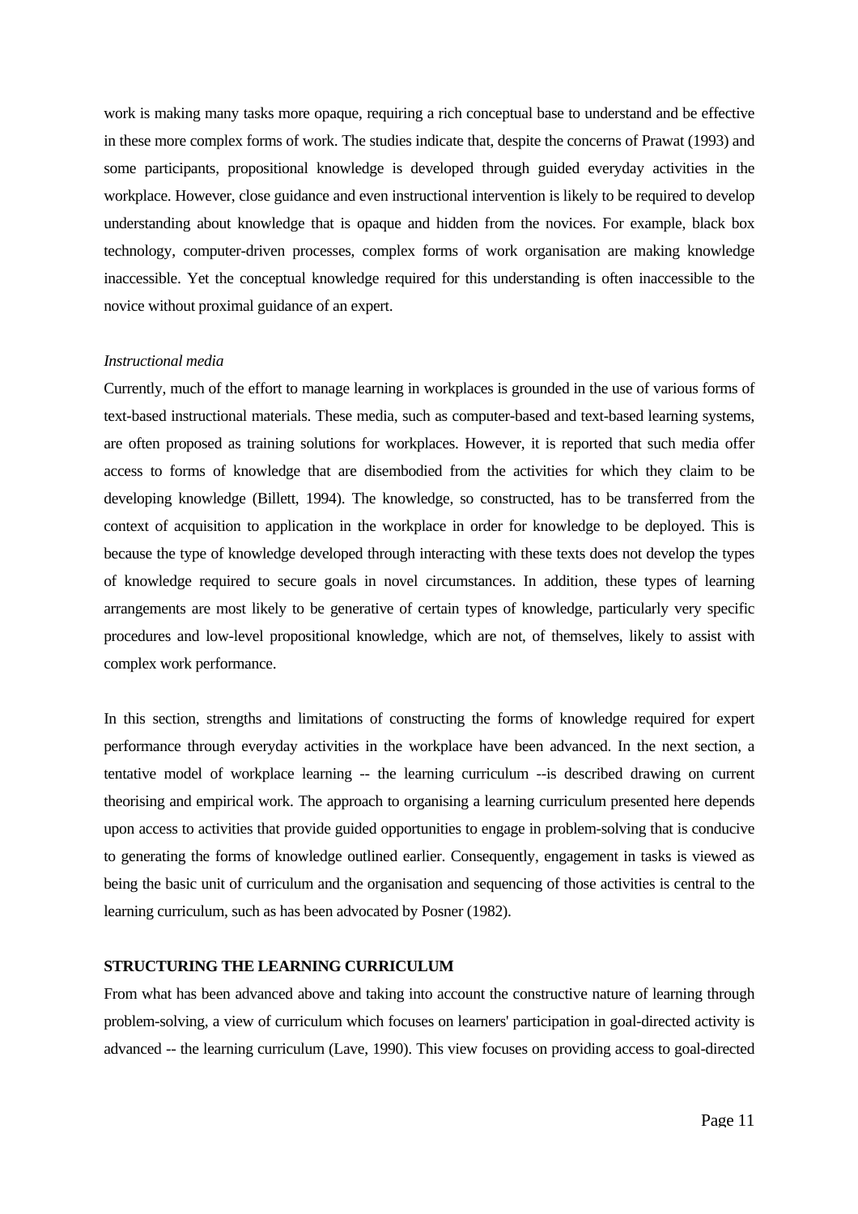work is making many tasks more opaque, requiring a rich conceptual base to understand and be effective in these more complex forms of work. The studies indicate that, despite the concerns of Prawat (1993) and some participants, propositional knowledge is developed through guided everyday activities in the workplace. However, close guidance and even instructional intervention is likely to be required to develop understanding about knowledge that is opaque and hidden from the novices. For example, black box technology, computer-driven processes, complex forms of work organisation are making knowledge inaccessible. Yet the conceptual knowledge required for this understanding is often inaccessible to the novice without proximal guidance of an expert.

*Instructional media*

Currently, much of the effort to manage learning in workplaces is grounded in the use of various forms of text-based instructional materials. These media, such as computer-based and text-based learning systems, are often proposed as training solutions for workplaces. However, it is reported that such media offer access to forms of knowledge that are disembodied from the activities for which they claim to be developing knowledge (Billett, 1994). The knowledge, so constructed, has to be transferred from the context of acquisition to application in the workplace in order for knowledge to be deployed. This is because the type of knowledge developed through interacting with these texts does not develop the types of knowledge required to secure goals in novel circumstances. In addition, these types of learning arrangements are most likely to be generative of certain types of knowledge, particularly very specific procedures and low-level propositional knowledge, which are not, of themselves, likely to assist with complex work performance.

In this section, strengths and limitations of constructing the forms of knowledge required for expert performance through everyday activities in the workplace have been advanced. In the next section, a tentative model of workplace learning -- the learning curriculum --is described drawing on current theorising and empirical work. The approach to organising a learning curriculum presented here depends upon access to activities that provide guided opportunities to engage in problem-solving that is conducive to generating the forms of knowledge outlined earlier. Consequently, engagement in tasks is viewed as being the basic unit of curriculum and the organisation and sequencing of those activities is central to the learning curriculum, such as has been advocated by Posner (1982).

## STRUCTURING THE LEARNING CURRICULUM

From what has been advanced above and taking into account the constructive nature of learning through problem-solving, a view of curriculum which focuses on learners' participation in goal-directed activity is advanced -- the learning curriculum (Lave, 1990). This view focuses on providing access to goal-directed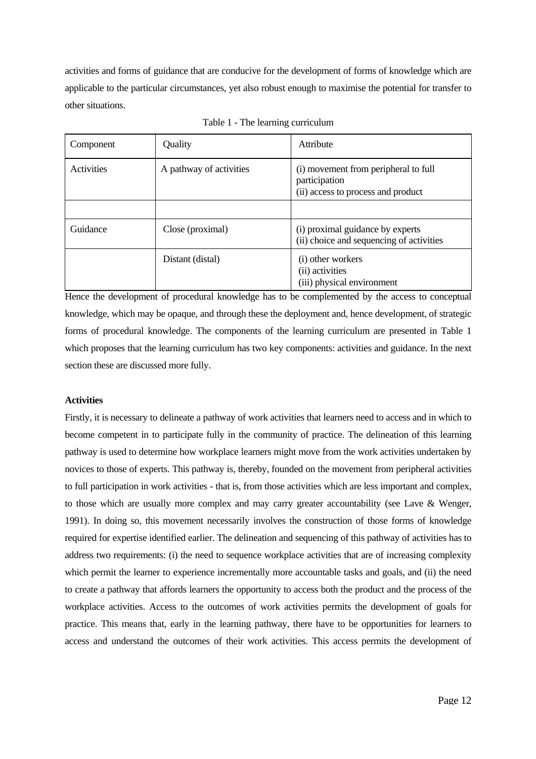activities and forms of guidance that are conducive for the development of forms of knowledge which are applicable to the particular circumstances, yet also robust enough to maximise the potential for transfer to other situations.

Table 1 - The learning curriculum

| Component | Quality | Attribute |
|---|---|---|
| Activities | A pathway of activities | (i) movement from peripheral to full participation<br>(ii) access to process and product |
| | | |
| Guidance | Close (proximal) | (i) proximal guidance by experts<br>(ii) choice and sequencing of activities |
| | Distant (distal) | (i) other workers<br>(ii) activities<br>(iii) physical environment |

Hence the development of procedural knowledge has to be complemented by the access to conceptual knowledge, which may be opaque, and through these the deployment and, hence development, of strategic forms of procedural knowledge. The components of the learning curriculum are presented in Table 1 which proposes that the learning curriculum has two key components: activities and guidance. In the next section these are discussed more fully.

**Activities**

Firstly, it is necessary to delineate a pathway of work activities that learners need to access and in which to become competent in to participate fully in the community of practice. The delineation of this learning pathway is used to determine how workplace learners might move from the work activities undertaken by novices to those of experts. This pathway is, thereby, founded on the movement from peripheral activities to full participation in work activities - that is, from those activities which are less important and complex, to those which are usually more complex and may carry greater accountability (see Lave & Wenger, 1991). In doing so, this movement necessarily involves the construction of those forms of knowledge required for expertise identified earlier. The delineation and sequencing of this pathway of activities has to address two requirements: (i) the need to sequence workplace activities that are of increasing complexity which permit the learner to experience incrementally more accountable tasks and goals, and (ii) the need to create a pathway that affords learners the opportunity to access both the product and the process of the workplace activities. Access to the outcomes of work activities permits the development of goals for practice. This means that, early in the learning pathway, there have to be opportunities for learners to access and understand the outcomes of their work activities. This access permits the development of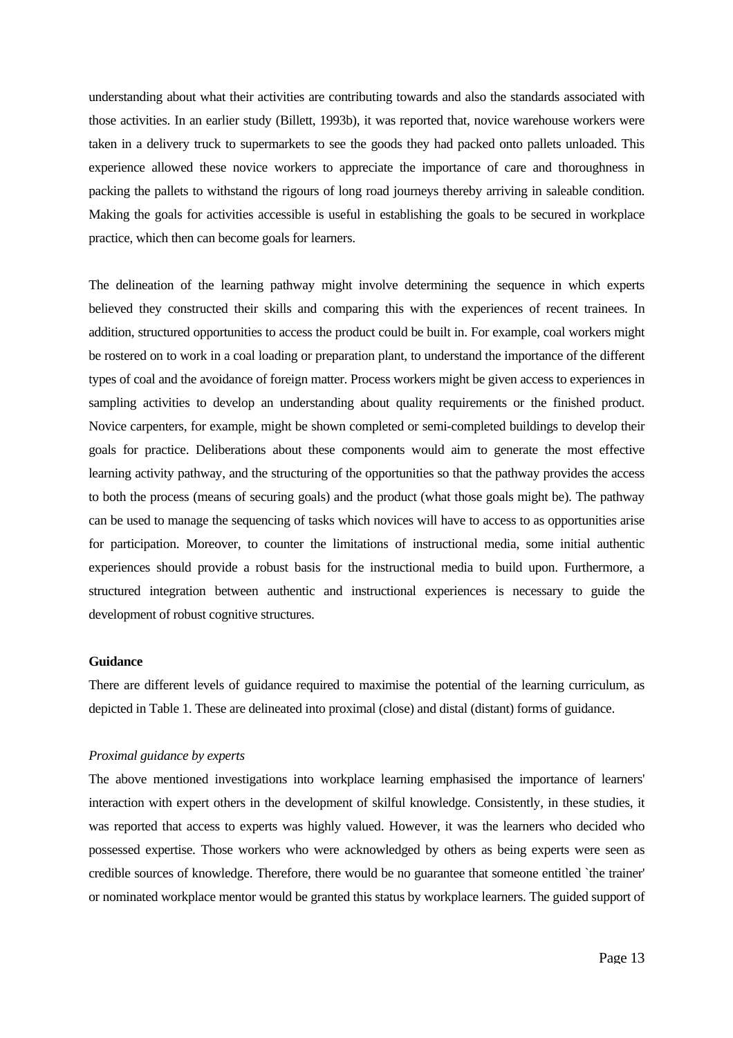understanding about what their activities are contributing towards and also the standards associated with those activities. In an earlier study (Billett, 1993b), it was reported that, novice warehouse workers were taken in a delivery truck to supermarkets to see the goods they had packed onto pallets unloaded. This experience allowed these novice workers to appreciate the importance of care and thoroughness in packing the pallets to withstand the rigours of long road journeys thereby arriving in saleable condition. Making the goals for activities accessible is useful in establishing the goals to be secured in workplace practice, which then can become goals for learners.

The delineation of the learning pathway might involve determining the sequence in which experts believed they constructed their skills and comparing this with the experiences of recent trainees. In addition, structured opportunities to access the product could be built in. For example, coal workers might be rostered on to work in a coal loading or preparation plant, to understand the importance of the different types of coal and the avoidance of foreign matter. Process workers might be given access to experiences in sampling activities to develop an understanding about quality requirements or the finished product. Novice carpenters, for example, might be shown completed or semi-completed buildings to develop their goals for practice. Deliberations about these components would aim to generate the most effective learning activity pathway, and the structuring of the opportunities so that the pathway provides the access to both the process (means of securing goals) and the product (what those goals might be). The pathway can be used to manage the sequencing of tasks which novices will have to access to as opportunities arise for participation. Moreover, to counter the limitations of instructional media, some initial authentic experiences should provide a robust basis for the instructional media to build upon. Furthermore, a structured integration between authentic and instructional experiences is necessary to guide the development of robust cognitive structures.

**Guidance**

There are different levels of guidance required to maximise the potential of the learning curriculum, as depicted in Table 1. These are delineated into proximal (close) and distal (distant) forms of guidance.

*Proximal guidance by experts*

The above mentioned investigations into workplace learning emphasised the importance of learners' interaction with expert others in the development of skilful knowledge. Consistently, in these studies, it was reported that access to experts was highly valued. However, it was the learners who decided who possessed expertise. Those workers who were acknowledged by others as being experts were seen as credible sources of knowledge. Therefore, there would be no guarantee that someone entitled `the trainer' or nominated workplace mentor would be granted this status by workplace learners. The guided support of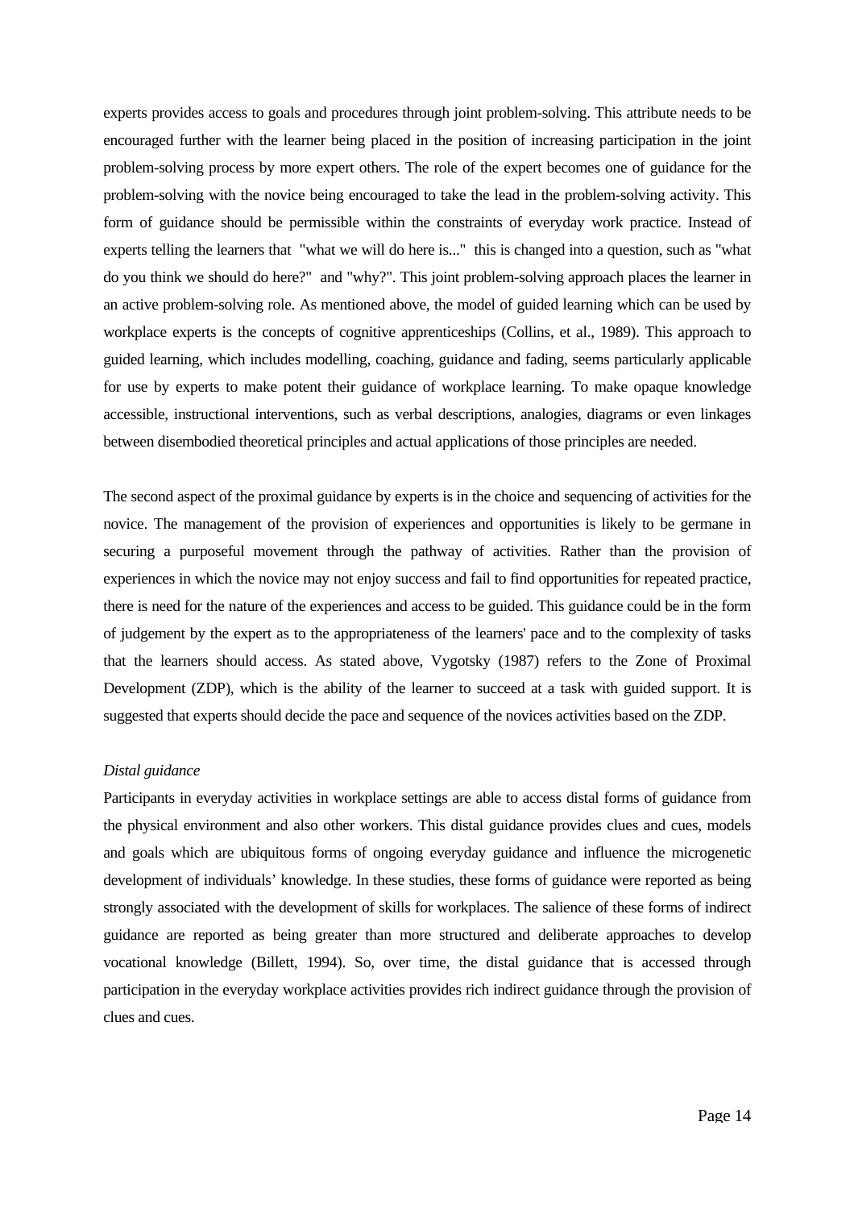experts provides access to goals and procedures through joint problem-solving. This attribute needs to be encouraged further with the learner being placed in the position of increasing participation in the joint problem-solving process by more expert others. The role of the expert becomes one of guidance for the problem-solving with the novice being encouraged to take the lead in the problem-solving activity. This form of guidance should be permissible within the constraints of everyday work practice. Instead of experts telling the learners that "what we will do here is..." this is changed into a question, such as "what do you think we should do here?" and "why?". This joint problem-solving approach places the learner in an active problem-solving role. As mentioned above, the model of guided learning which can be used by workplace experts is the concepts of cognitive apprenticeships (Collins, et al., 1989). This approach to guided learning, which includes modelling, coaching, guidance and fading, seems particularly applicable for use by experts to make potent their guidance of workplace learning. To make opaque knowledge accessible, instructional interventions, such as verbal descriptions, analogies, diagrams or even linkages between disembodied theoretical principles and actual applications of those principles are needed.

The second aspect of the proximal guidance by experts is in the choice and sequencing of activities for the novice. The management of the provision of experiences and opportunities is likely to be germane in securing a purposeful movement through the pathway of activities. Rather than the provision of experiences in which the novice may not enjoy success and fail to find opportunities for repeated practice, there is need for the nature of the experiences and access to be guided. This guidance could be in the form of judgement by the expert as to the appropriateness of the learners' pace and to the complexity of tasks that the learners should access. As stated above, Vygotsky (1987) refers to the Zone of Proximal Development (ZDP), which is the ability of the learner to succeed at a task with guided support. It is suggested that experts should decide the pace and sequence of the novices activities based on the ZDP.

*Distal guidance*

Participants in everyday activities in workplace settings are able to access distal forms of guidance from the physical environment and also other workers. This distal guidance provides clues and cues, models and goals which are ubiquitous forms of ongoing everyday guidance and influence the microgenetic development of individuals' knowledge. In these studies, these forms of guidance were reported as being strongly associated with the development of skills for workplaces. The salience of these forms of indirect guidance are reported as being greater than more structured and deliberate approaches to develop vocational knowledge (Billett, 1994). So, over time, the distal guidance that is accessed through participation in the everyday workplace activities provides rich indirect guidance through the provision of clues and cues.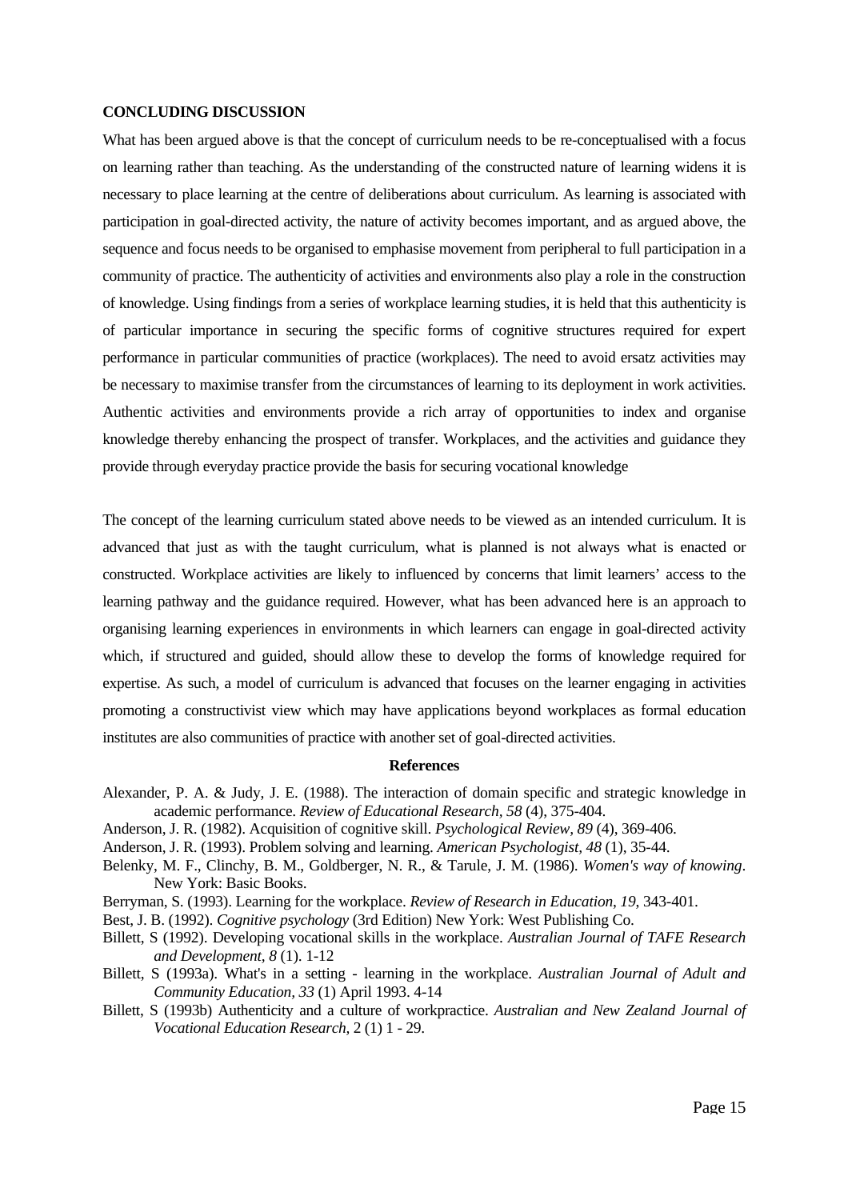## CONCLUDING DISCUSSION

What has been argued above is that the concept of curriculum needs to be re-conceptualised with a focus on learning rather than teaching. As the understanding of the constructed nature of learning widens it is necessary to place learning at the centre of deliberations about curriculum. As learning is associated with participation in goal-directed activity, the nature of activity becomes important, and as argued above, the sequence and focus needs to be organised to emphasise movement from peripheral to full participation in a community of practice. The authenticity of activities and environments also play a role in the construction of knowledge. Using findings from a series of workplace learning studies, it is held that this authenticity is of particular importance in securing the specific forms of cognitive structures required for expert performance in particular communities of practice (workplaces). The need to avoid ersatz activities may be necessary to maximise transfer from the circumstances of learning to its deployment in work activities. Authentic activities and environments provide a rich array of opportunities to index and organise knowledge thereby enhancing the prospect of transfer. Workplaces, and the activities and guidance they provide through everyday practice provide the basis for securing vocational knowledge

The concept of the learning curriculum stated above needs to be viewed as an intended curriculum. It is advanced that just as with the taught curriculum, what is planned is not always what is enacted or constructed. Workplace activities are likely to influenced by concerns that limit learners' access to the learning pathway and the guidance required. However, what has been advanced here is an approach to organising learning experiences in environments in which learners can engage in goal-directed activity which, if structured and guided, should allow these to develop the forms of knowledge required for expertise. As such, a model of curriculum is advanced that focuses on the learner engaging in activities promoting a constructivist view which may have applications beyond workplaces as formal education institutes are also communities of practice with another set of goal-directed activities.

## References

Alexander, P. A. & Judy, J. E. (1988). The interaction of domain specific and strategic knowledge in academic performance. *Review of Educational Research, 58* (4), 375-404.

Anderson, J. R. (1982). Acquisition of cognitive skill. *Psychological Review, 89* (4), 369-406.

Anderson, J. R. (1993). Problem solving and learning. *American Psychologist, 48* (1), 35-44.

Belenky, M. F., Clinchy, B. M., Goldberger, N. R., & Tarule, J. M. (1986). *Women's way of knowing*. New York: Basic Books.

Berryman, S. (1993). Learning for the workplace. *Review of Research in Education, 19,* 343-401.

Best, J. B. (1992). *Cognitive psychology* (3rd Edition) New York: West Publishing Co.

Billett, S (1992). Developing vocational skills in the workplace. *Australian Journal of TAFE Research and Development, 8* (1). 1-12

Billett, S (1993a). What's in a setting - learning in the workplace. *Australian Journal of Adult and Community Education, 33* (1) April 1993. 4-14

Billett, S (1993b) Authenticity and a culture of workpractice. *Australian and New Zealand Journal of Vocational Education Research,* 2 (1) 1 - 29.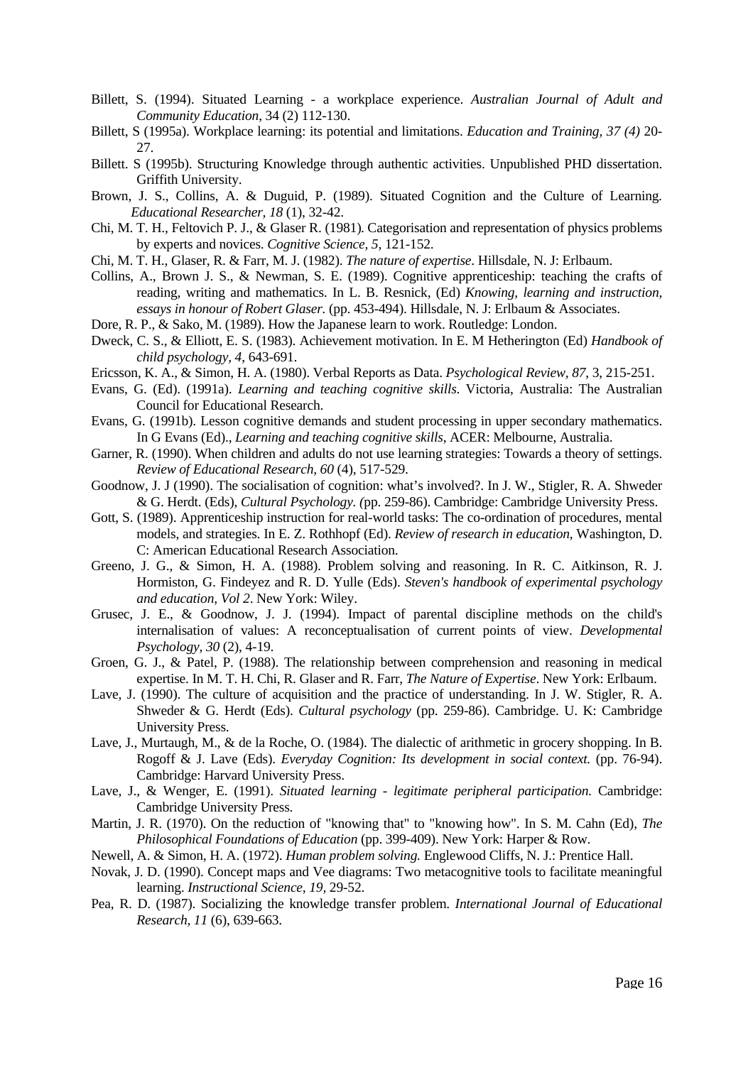Billett, S. (1994). Situated Learning - a workplace experience. *Australian Journal of Adult and Community Education*, 34 (2) 112-130.

Billett, S (1995a). Workplace learning: its potential and limitations. *Education and Training, 37 (4)* 20-27.

Billett. S (1995b). Structuring Knowledge through authentic activities. Unpublished PHD dissertation. Griffith University.

Brown, J. S., Collins, A. & Duguid, P. (1989). Situated Cognition and the Culture of Learning. *Educational Researcher, 18* (1), 32-42.

Chi, M. T. H., Feltovich P. J., & Glaser R. (1981). Categorisation and representation of physics problems by experts and novices. *Cognitive Science, 5*, 121-152.

Chi, M. T. H., Glaser, R. & Farr, M. J. (1982). *The nature of expertise*. Hillsdale, N. J: Erlbaum.

Collins, A., Brown J. S., & Newman, S. E. (1989). Cognitive apprenticeship: teaching the crafts of reading, writing and mathematics. In L. B. Resnick, (Ed) *Knowing, learning and instruction, essays in honour of Robert Glaser*. (pp. 453-494). Hillsdale, N. J: Erlbaum & Associates.

Dore, R. P., & Sako, M. (1989). How the Japanese learn to work. Routledge: London.

Dweck, C. S., & Elliott, E. S. (1983). Achievement motivation. In E. M Hetherington (Ed) *Handbook of child psychology, 4*, 643-691.

Ericsson, K. A., & Simon, H. A. (1980). Verbal Reports as Data. *Psychological Review, 87*, 3, 215-251.

Evans, G. (Ed). (1991a). *Learning and teaching cognitive skills*. Victoria, Australia: The Australian Council for Educational Research.

Evans, G. (1991b). Lesson cognitive demands and student processing in upper secondary mathematics. In G Evans (Ed)., *Learning and teaching cognitive skills*, ACER: Melbourne, Australia.

Garner, R. (1990). When children and adults do not use learning strategies: Towards a theory of settings. *Review of Educational Research, 60* (4), 517-529.

Goodnow, J. J (1990). The socialisation of cognition: what's involved?. In J. W., Stigler, R. A. Shweder & G. Herdt. (Eds), *Cultural Psychology. (*pp. 259-86). Cambridge: Cambridge University Press.

Gott, S. (1989). Apprenticeship instruction for real-world tasks: The co-ordination of procedures, mental models, and strategies. In E. Z. Rothhopf (Ed). *Review of research in education*, Washington, D. C: American Educational Research Association.

Greeno, J. G., & Simon, H. A. (1988). Problem solving and reasoning. In R. C. Aitkinson, R. J. Hormiston, G. Findeyez and R. D. Yulle (Eds). *Steven's handbook of experimental psychology and education, Vol 2*. New York: Wiley.

Grusec, J. E., & Goodnow, J. J. (1994). Impact of parental discipline methods on the child's internalisation of values: A reconceptualisation of current points of view. *Developmental Psychology, 30* (2), 4-19.

Groen, G. J., & Patel, P. (1988). The relationship between comprehension and reasoning in medical expertise. In M. T. H. Chi, R. Glaser and R. Farr, *The Nature of Expertise*. New York: Erlbaum.

Lave, J. (1990). The culture of acquisition and the practice of understanding. In J. W. Stigler, R. A. Shweder & G. Herdt (Eds). *Cultural psychology* (pp. 259-86). Cambridge. U. K: Cambridge University Press.

Lave, J., Murtaugh, M., & de la Roche, O. (1984). The dialectic of arithmetic in grocery shopping. In B. Rogoff & J. Lave (Eds). *Everyday Cognition: Its development in social context.* (pp. 76-94). Cambridge: Harvard University Press.

Lave, J., & Wenger, E. (1991). *Situated learning - legitimate peripheral participation.* Cambridge: Cambridge University Press.

Martin, J. R. (1970). On the reduction of "knowing that" to "knowing how". In S. M. Cahn (Ed), *The Philosophical Foundations of Education* (pp. 399-409). New York: Harper & Row.

Newell, A. & Simon, H. A. (1972). *Human problem solving.* Englewood Cliffs, N. J.: Prentice Hall.

Novak, J. D. (1990). Concept maps and Vee diagrams: Two metacognitive tools to facilitate meaningful learning. *Instructional Science, 19,* 29-52.

Pea, R. D. (1987). Socializing the knowledge transfer problem. *International Journal of Educational Research, 11* (6), 639-663.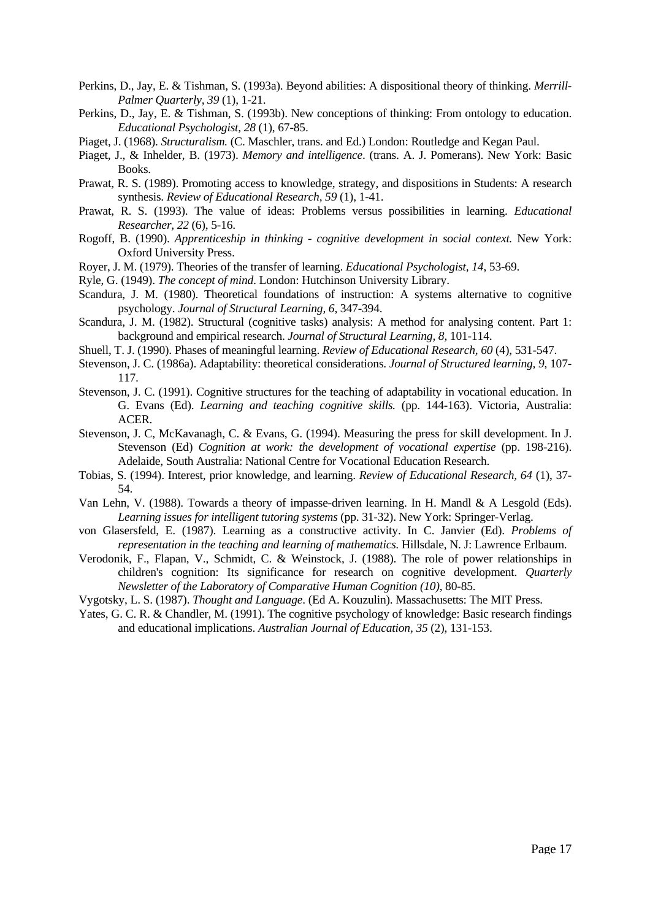Perkins, D., Jay, E. & Tishman, S. (1993a). Beyond abilities: A dispositional theory of thinking. *Merrill-Palmer Quarterly, 39* (1), 1-21.

Perkins, D., Jay, E. & Tishman, S. (1993b). New conceptions of thinking: From ontology to education. *Educational Psychologist, 28* (1), 67-85.

Piaget, J. (1968). *Structuralism.* (C. Maschler, trans. and Ed.) London: Routledge and Kegan Paul.

Piaget, J., & Inhelder, B. (1973). *Memory and intelligence*. (trans. A. J. Pomerans). New York: Basic Books.

Prawat, R. S. (1989). Promoting access to knowledge, strategy, and dispositions in Students: A research synthesis. *Review of Educational Research, 59* (1), 1-41.

Prawat, R. S. (1993). The value of ideas: Problems versus possibilities in learning. *Educational Researcher, 22* (6), 5-16.

Rogoff, B. (1990). *Apprenticeship in thinking - cognitive development in social context.* New York: Oxford University Press.

Royer, J. M. (1979). Theories of the transfer of learning. *Educational Psychologist, 14*, 53-69.

Ryle, G. (1949). *The concept of mind*. London: Hutchinson University Library.

Scandura, J. M. (1980). Theoretical foundations of instruction: A systems alternative to cognitive psychology. *Journal of Structural Learning, 6*, 347-394.

Scandura, J. M. (1982). Structural (cognitive tasks) analysis: A method for analysing content. Part 1: background and empirical research. *Journal of Structural Learning, 8*, 101-114.

Shuell, T. J. (1990). Phases of meaningful learning. *Review of Educational Research, 60* (4), 531-547.

Stevenson, J. C. (1986a). Adaptability: theoretical considerations. *Journal of Structured learning, 9*, 107-117.

Stevenson, J. C. (1991). Cognitive structures for the teaching of adaptability in vocational education. In G. Evans (Ed). *Learning and teaching cognitive skills.* (pp. 144-163). Victoria, Australia: ACER.

Stevenson, J. C, McKavanagh, C. & Evans, G. (1994). Measuring the press for skill development. In J. Stevenson (Ed) *Cognition at work: the development of vocational expertise* (pp. 198-216). Adelaide, South Australia: National Centre for Vocational Education Research.

Tobias, S. (1994). Interest, prior knowledge, and learning. *Review of Educational Research, 64* (1), 37-54.

Van Lehn, V. (1988). Towards a theory of impasse-driven learning. In H. Mandl & A Lesgold (Eds). *Learning issues for intelligent tutoring systems* (pp. 31-32). New York: Springer-Verlag.

von Glasersfeld, E. (1987). Learning as a constructive activity. In C. Janvier (Ed). *Problems of representation in the teaching and learning of mathematics.* Hillsdale, N. J: Lawrence Erlbaum.

Verodonik, F., Flapan, V., Schmidt, C. & Weinstock, J. (1988). The role of power relationships in children's cognition: Its significance for research on cognitive development. *Quarterly Newsletter of the Laboratory of Comparative Human Cognition (10)*, 80-85.

Vygotsky, L. S. (1987). *Thought and Language*. (Ed A. Kouzulin). Massachusetts: The MIT Press.

Yates, G. C. R. & Chandler, M. (1991). The cognitive psychology of knowledge: Basic research findings and educational implications. *Australian Journal of Education, 35* (2), 131-153.